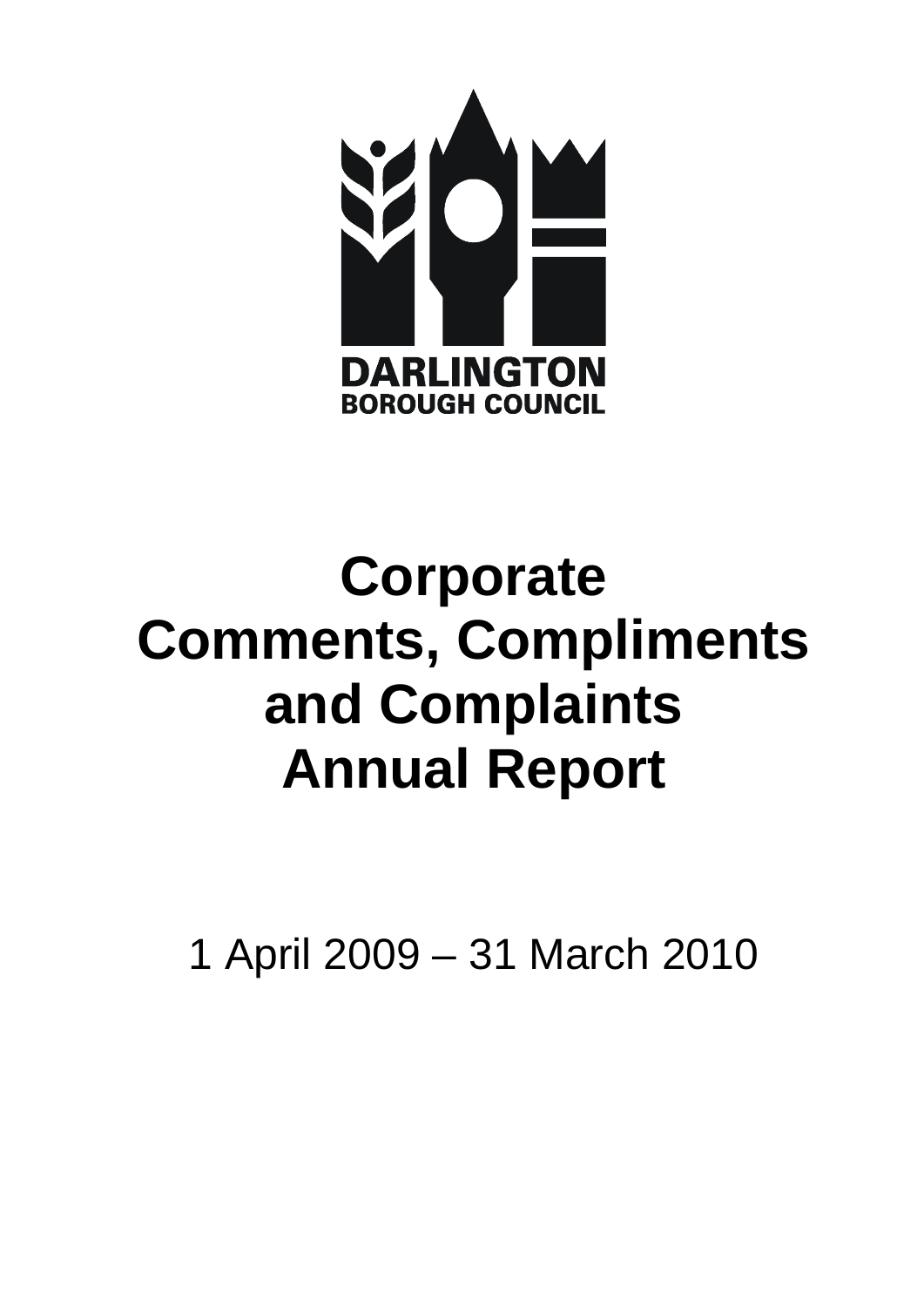DARLINGTON
BOROUGH COUNCIL

# Corporate Comments, Compliments and Complaints Annual Report

1 April 2009 – 31 March 2010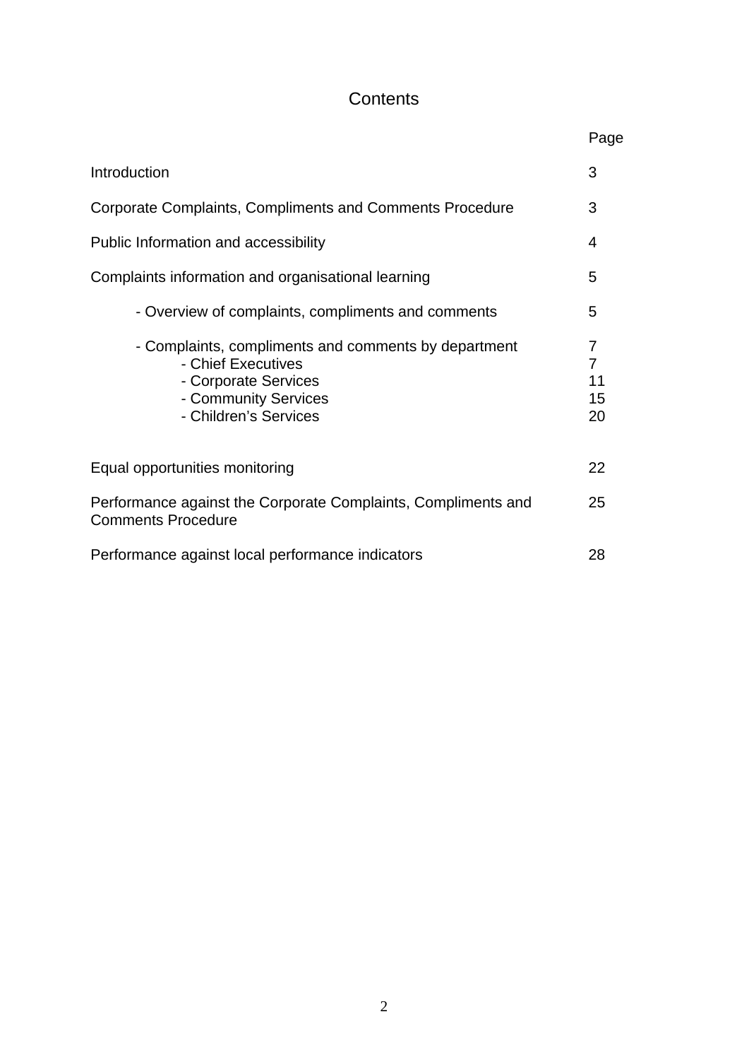# Contents

| | Page |
|---|---|
| Introduction | 3 |
| Corporate Complaints, Compliments and Comments Procedure | 3 |
| Public Information and accessibility | 4 |
| Complaints information and organisational learning | 5 |
| - Overview of complaints, compliments and comments | 5 |
| - Complaints, compliments and comments by department | 7 |
| - Chief Executives | 7 |
| - Corporate Services | 11 |
| - Community Services | 15 |
| - Children's Services | 20 |
| Equal opportunities monitoring | 22 |
| Performance against the Corporate Complaints, Compliments and Comments Procedure | 25 |
| Performance against local performance indicators | 28 |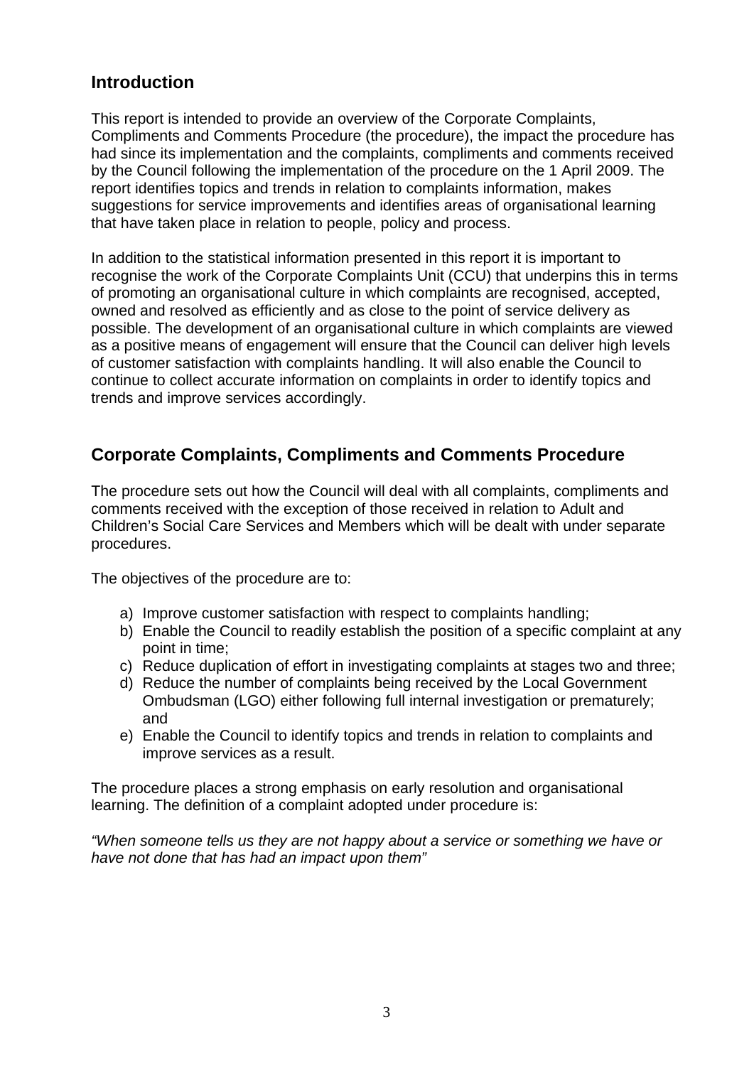## Introduction

This report is intended to provide an overview of the Corporate Complaints, Compliments and Comments Procedure (the procedure), the impact the procedure has had since its implementation and the complaints, compliments and comments received by the Council following the implementation of the procedure on the 1 April 2009. The report identifies topics and trends in relation to complaints information, makes suggestions for service improvements and identifies areas of organisational learning that have taken place in relation to people, policy and process.

In addition to the statistical information presented in this report it is important to recognise the work of the Corporate Complaints Unit (CCU) that underpins this in terms of promoting an organisational culture in which complaints are recognised, accepted, owned and resolved as efficiently and as close to the point of service delivery as possible. The development of an organisational culture in which complaints are viewed as a positive means of engagement will ensure that the Council can deliver high levels of customer satisfaction with complaints handling. It will also enable the Council to continue to collect accurate information on complaints in order to identify topics and trends and improve services accordingly.

## Corporate Complaints, Compliments and Comments Procedure

The procedure sets out how the Council will deal with all complaints, compliments and comments received with the exception of those received in relation to Adult and Children's Social Care Services and Members which will be dealt with under separate procedures.

The objectives of the procedure are to:

a) Improve customer satisfaction with respect to complaints handling;
b) Enable the Council to readily establish the position of a specific complaint at any point in time;
c) Reduce duplication of effort in investigating complaints at stages two and three;
d) Reduce the number of complaints being received by the Local Government Ombudsman (LGO) either following full internal investigation or prematurely; and
e) Enable the Council to identify topics and trends in relation to complaints and improve services as a result.

The procedure places a strong emphasis on early resolution and organisational learning. The definition of a complaint adopted under procedure is:

*"When someone tells us they are not happy about a service or something we have or have not done that has had an impact upon them"*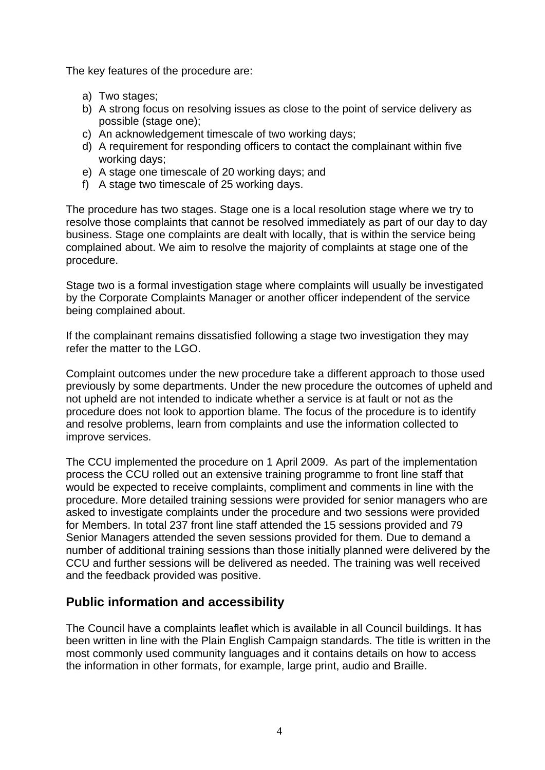The key features of the procedure are:

a) Two stages;
b) A strong focus on resolving issues as close to the point of service delivery as possible (stage one);
c) An acknowledgement timescale of two working days;
d) A requirement for responding officers to contact the complainant within five working days;
e) A stage one timescale of 20 working days; and
f) A stage two timescale of 25 working days.

The procedure has two stages. Stage one is a local resolution stage where we try to resolve those complaints that cannot be resolved immediately as part of our day to day business. Stage one complaints are dealt with locally, that is within the service being complained about. We aim to resolve the majority of complaints at stage one of the procedure.

Stage two is a formal investigation stage where complaints will usually be investigated by the Corporate Complaints Manager or another officer independent of the service being complained about.

If the complainant remains dissatisfied following a stage two investigation they may refer the matter to the LGO.

Complaint outcomes under the new procedure take a different approach to those used previously by some departments. Under the new procedure the outcomes of upheld and not upheld are not intended to indicate whether a service is at fault or not as the procedure does not look to apportion blame. The focus of the procedure is to identify and resolve problems, learn from complaints and use the information collected to improve services.

The CCU implemented the procedure on 1 April 2009. As part of the implementation process the CCU rolled out an extensive training programme to front line staff that would be expected to receive complaints, compliment and comments in line with the procedure. More detailed training sessions were provided for senior managers who are asked to investigate complaints under the procedure and two sessions were provided for Members. In total 237 front line staff attended the 15 sessions provided and 79 Senior Managers attended the seven sessions provided for them. Due to demand a number of additional training sessions than those initially planned were delivered by the CCU and further sessions will be delivered as needed. The training was well received and the feedback provided was positive.

## Public information and accessibility

The Council have a complaints leaflet which is available in all Council buildings. It has been written in line with the Plain English Campaign standards. The title is written in the most commonly used community languages and it contains details on how to access the information in other formats, for example, large print, audio and Braille.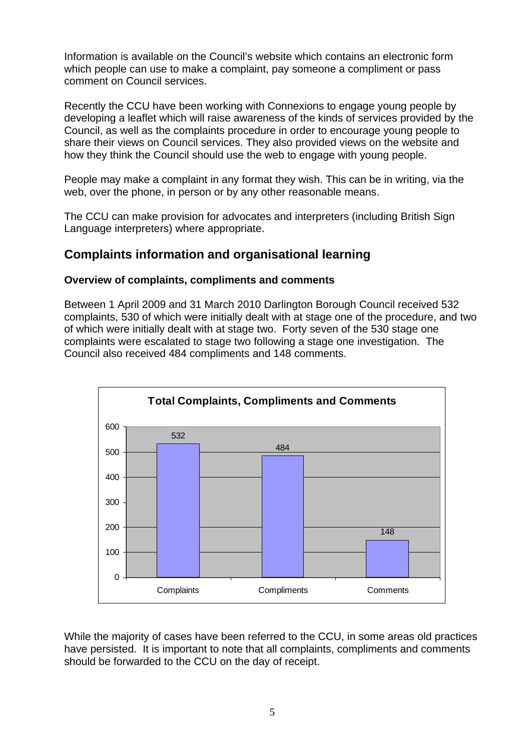Information is available on the Council's website which contains an electronic form which people can use to make a complaint, pay someone a compliment or pass comment on Council services.

Recently the CCU have been working with Connexions to engage young people by developing a leaflet which will raise awareness of the kinds of services provided by the Council, as well as the complaints procedure in order to encourage young people to share their views on Council services. They also provided views on the website and how they think the Council should use the web to engage with young people.

People may make a complaint in any format they wish. This can be in writing, via the web, over the phone, in person or by any other reasonable means.

The CCU can make provision for advocates and interpreters (including British Sign Language interpreters) where appropriate.

## Complaints information and organisational learning

### Overview of complaints, compliments and comments

Between 1 April 2009 and 31 March 2010 Darlington Borough Council received 532 complaints, 530 of which were initially dealt with at stage one of the procedure, and two of which were initially dealt with at stage two. Forty seven of the 530 stage one complaints were escalated to stage two following a stage one investigation. The Council also received 484 compliments and 148 comments.

**Total Complaints, Compliments and Comments**

| Category | Total |
|---|---|
| Complaints | 532 |
| Compliments | 484 |
| Comments | 148 |

While the majority of cases have been referred to the CCU, in some areas old practices have persisted. It is important to note that all complaints, compliments and comments should be forwarded to the CCU on the day of receipt.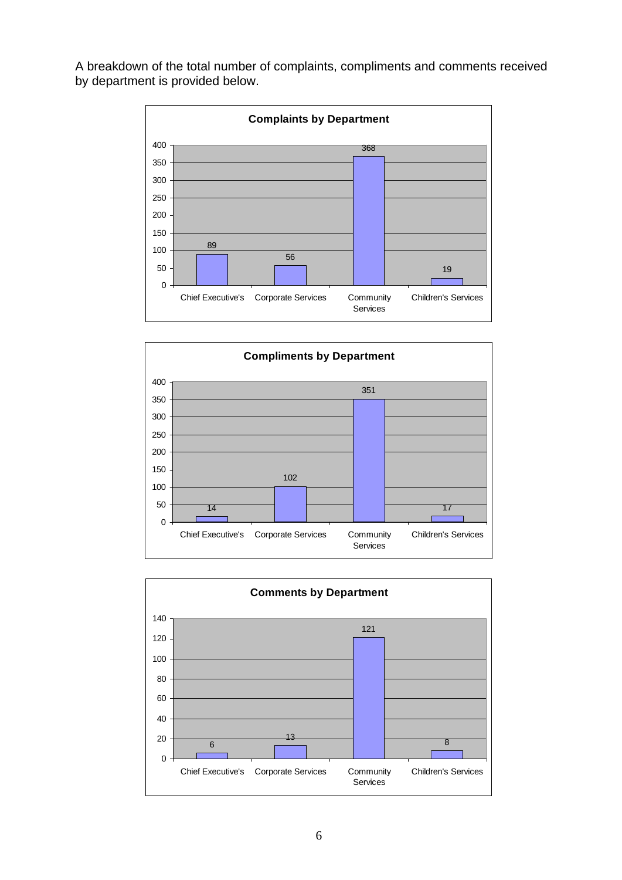A breakdown of the total number of complaints, compliments and comments received by department is provided below.

**Complaints by Department**

| Department | Complaints |
| --- | --- |
| Chief Executive's | 89 |
| Corporate Services | 56 |
| Community Services | 368 |
| Children's Services | 19 |

**Compliments by Department**

| Department | Compliments |
| --- | --- |
| Chief Executive's | 14 |
| Corporate Services | 102 |
| Community Services | 351 |
| Children's Services | 17 |

**Comments by Department**

| Department | Comments |
| --- | --- |
| Chief Executive's | 6 |
| Corporate Services | 13 |
| Community Services | 121 |
| Children's Services | 8 |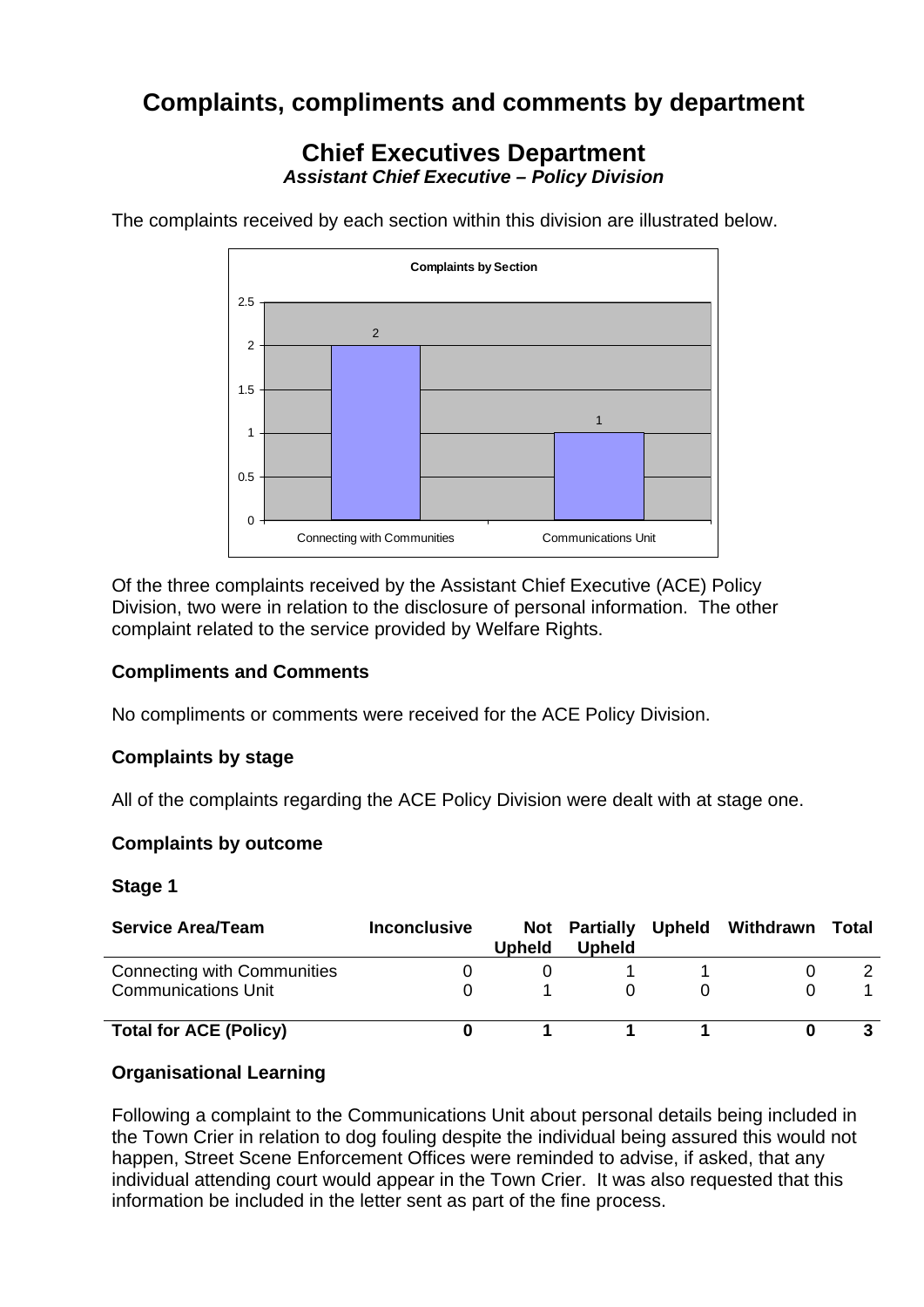# Complaints, compliments and comments by department

## Chief Executives Department

### *Assistant Chief Executive – Policy Division*

The complaints received by each section within this division are illustrated below.

**Complaints by Section**

| Section | Complaints |
| --- | --- |
| Connecting with Communities | 2 |
| Communications Unit | 1 |

Of the three complaints received by the Assistant Chief Executive (ACE) Policy Division, two were in relation to the disclosure of personal information. The other complaint related to the service provided by Welfare Rights.

### Compliments and Comments

No compliments or comments were received for the ACE Policy Division.

### Complaints by stage

All of the complaints regarding the ACE Policy Division were dealt with at stage one.

### Complaints by outcome

### Stage 1

| Service Area/Team | Inconclusive | Not Upheld | Partially Upheld | Upheld | Withdrawn | Total |
| --- | --- | --- | --- | --- | --- | --- |
| Connecting with Communities | 0 | 0 | 1 | 1 | 0 | 2 |
| Communications Unit | 0 | 1 | 0 | 0 | 0 | 1 |
| **Total for ACE (Policy)** | **0** | **1** | **1** | **1** | **0** | **3** |

### Organisational Learning

Following a complaint to the Communications Unit about personal details being included in the Town Crier in relation to dog fouling despite the individual being assured this would not happen, Street Scene Enforcement Offices were reminded to advise, if asked, that any individual attending court would appear in the Town Crier. It was also requested that this information be included in the letter sent as part of the fine process.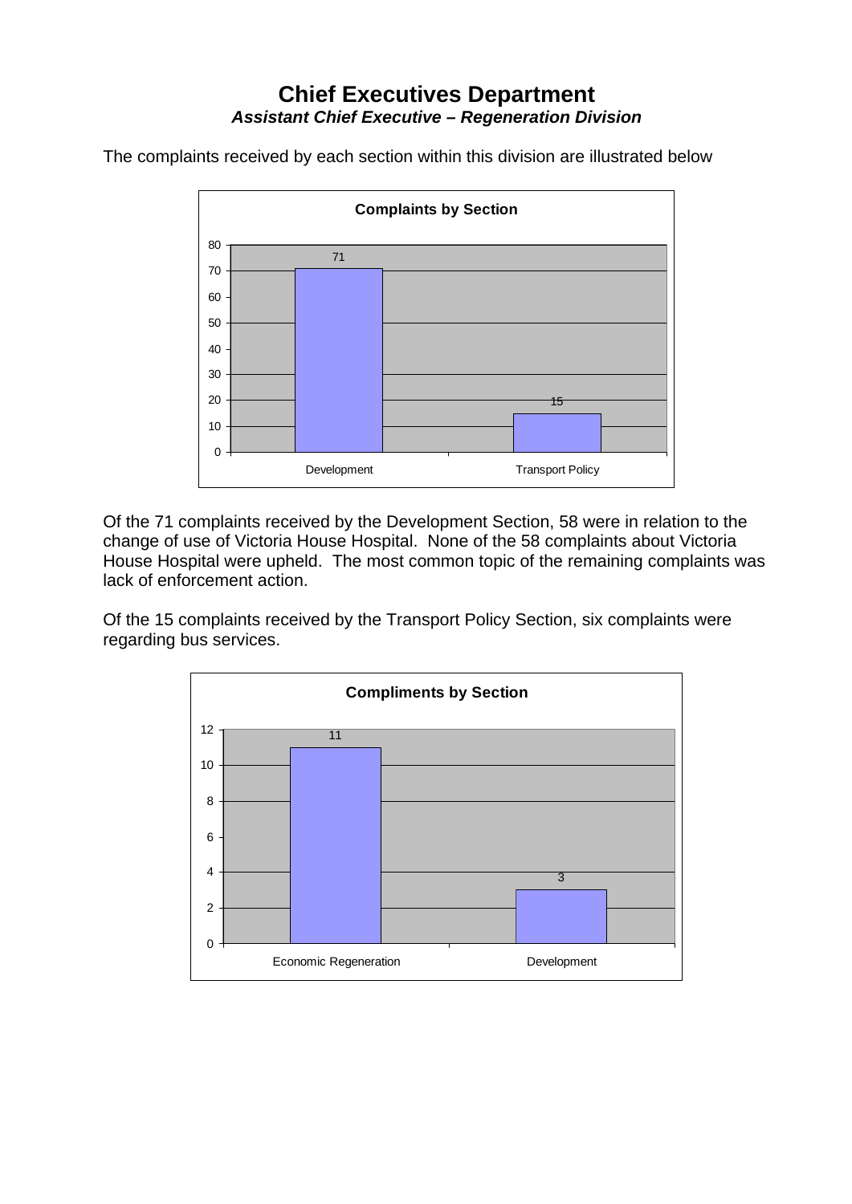# Chief Executives Department

***Assistant Chief Executive – Regeneration Division***

The complaints received by each section within this division are illustrated below

**Complaints by Section**

| Section | Complaints |
|---|---|
| Development | 71 |
| Transport Policy | 15 |

Of the 71 complaints received by the Development Section, 58 were in relation to the change of use of Victoria House Hospital. None of the 58 complaints about Victoria House Hospital were upheld. The most common topic of the remaining complaints was lack of enforcement action.

Of the 15 complaints received by the Transport Policy Section, six complaints were regarding bus services.

**Compliments by Section**

| Section | Compliments |
|---|---|
| Economic Regeneration | 11 |
| Development | 3 |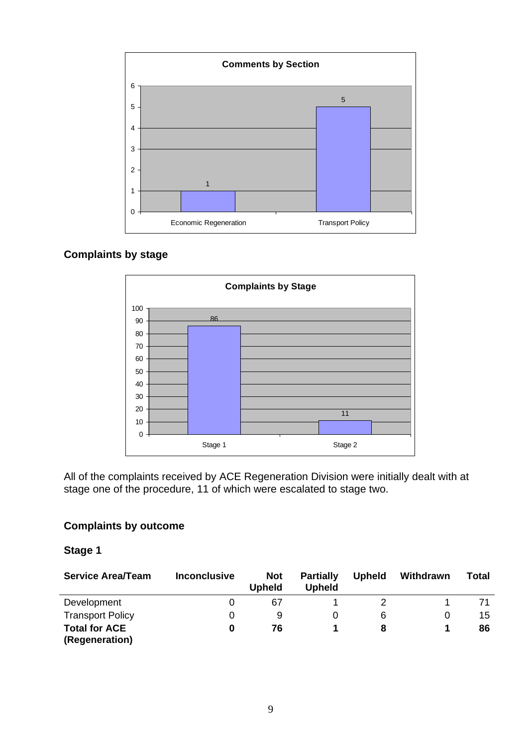**Comments by Section**

| Section | Comments |
| --- | --- |
| Economic Regeneration | 1 |
| Transport Policy | 5 |

## Complaints by stage

**Complaints by Stage**

| Stage | Complaints |
| --- | --- |
| Stage 1 | 86 |
| Stage 2 | 11 |

All of the complaints received by ACE Regeneration Division were initially dealt with at stage one of the procedure, 11 of which were escalated to stage two.

## Complaints by outcome

### Stage 1

| Service Area/Team | Inconclusive | Not Upheld | Partially Upheld | Upheld | Withdrawn | Total |
| --- | --- | --- | --- | --- | --- | --- |
| Development | 0 | 67 | 1 | 2 | 1 | 71 |
| Transport Policy | 0 | 9 | 0 | 6 | 0 | 15 |
| **Total for ACE (Regeneration)** | **0** | **76** | **1** | **8** | **1** | **86** |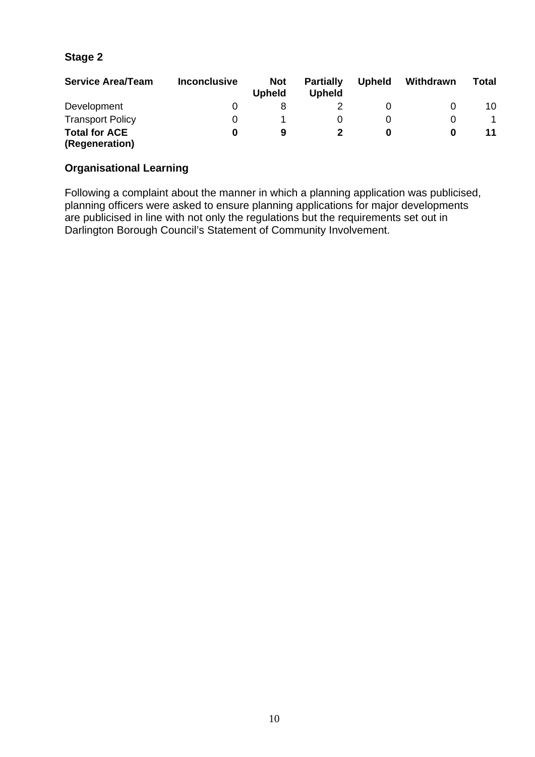## Stage 2

| Service Area/Team | Inconclusive | Not Upheld | Partially Upheld | Upheld | Withdrawn | Total |
|---|---|---|---|---|---|---|
| Development | 0 | 8 | 2 | 0 | 0 | 10 |
| Transport Policy | 0 | 1 | 0 | 0 | 0 | 1 |
| **Total for ACE (Regeneration)** | **0** | **9** | **2** | **0** | **0** | **11** |

## Organisational Learning

Following a complaint about the manner in which a planning application was publicised, planning officers were asked to ensure planning applications for major developments are publicised in line with not only the regulations but the requirements set out in Darlington Borough Council's Statement of Community Involvement.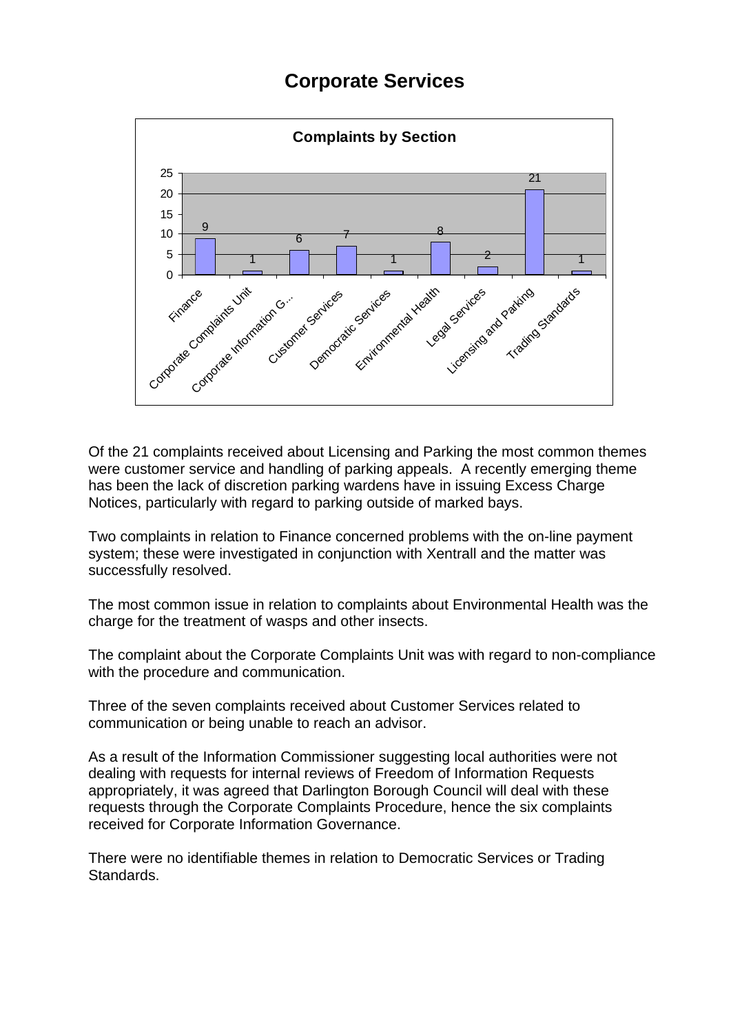# Corporate Services

**Complaints by Section**

| Section | Complaints |
|---|---|
| Finance | 9 |
| Corporate Complaints Unit | 1 |
| Corporate Information G... | 6 |
| Customer Services | 7 |
| Democratic Services | 1 |
| Environmental Health | 8 |
| Legal Services | 2 |
| Licensing and Parking | 21 |
| Trading Standards | 1 |

Of the 21 complaints received about Licensing and Parking the most common themes were customer service and handling of parking appeals. A recently emerging theme has been the lack of discretion parking wardens have in issuing Excess Charge Notices, particularly with regard to parking outside of marked bays.

Two complaints in relation to Finance concerned problems with the on-line payment system; these were investigated in conjunction with Xentrall and the matter was successfully resolved.

The most common issue in relation to complaints about Environmental Health was the charge for the treatment of wasps and other insects.

The complaint about the Corporate Complaints Unit was with regard to non-compliance with the procedure and communication.

Three of the seven complaints received about Customer Services related to communication or being unable to reach an advisor.

As a result of the Information Commissioner suggesting local authorities were not dealing with requests for internal reviews of Freedom of Information Requests appropriately, it was agreed that Darlington Borough Council will deal with these requests through the Corporate Complaints Procedure, hence the six complaints received for Corporate Information Governance.

There were no identifiable themes in relation to Democratic Services or Trading Standards.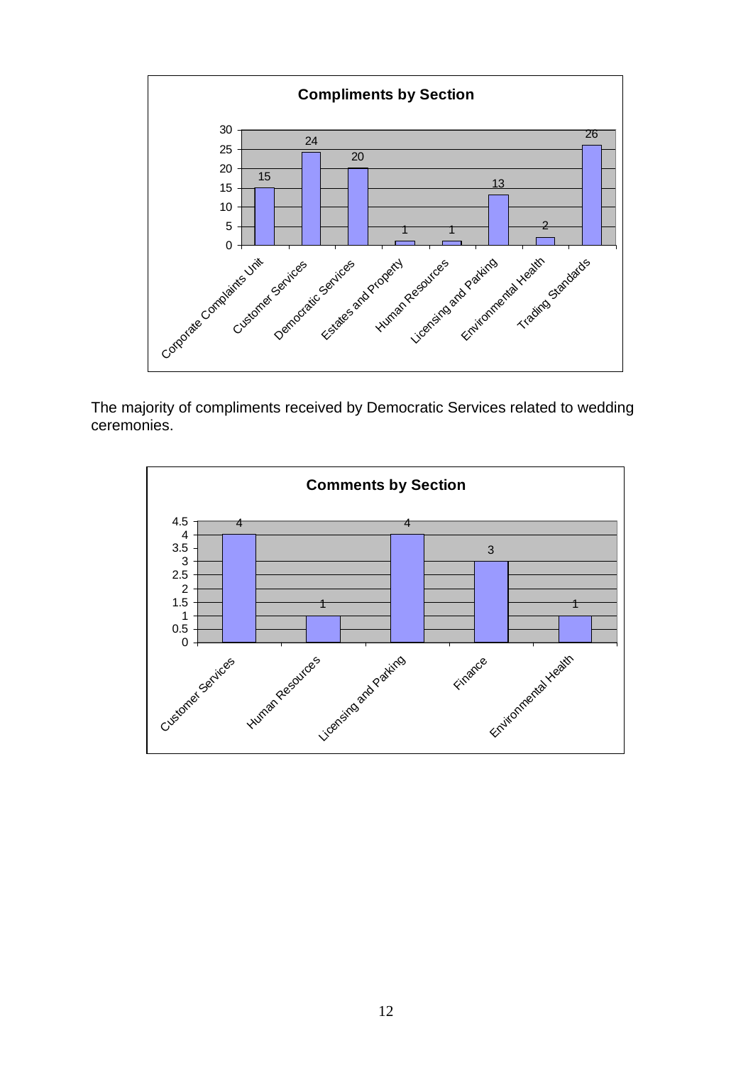**Compliments by Section**

| Section | Compliments |
|---|---|
| Corporate Complaints Unit | 15 |
| Customer Services | 24 |
| Democratic Services | 20 |
| Estates and Property | 1 |
| Human Resources | 1 |
| Licensing and Parking | 13 |
| Environmental Health | 2 |
| Trading Standards | 26 |

The majority of compliments received by Democratic Services related to wedding ceremonies.

**Comments by Section**

| Section | Comments |
|---|---|
| Customer Services | 4 |
| Human Resources | 1 |
| Licensing and Parking | 4 |
| Finance | 3 |
| Environmental Health | 1 |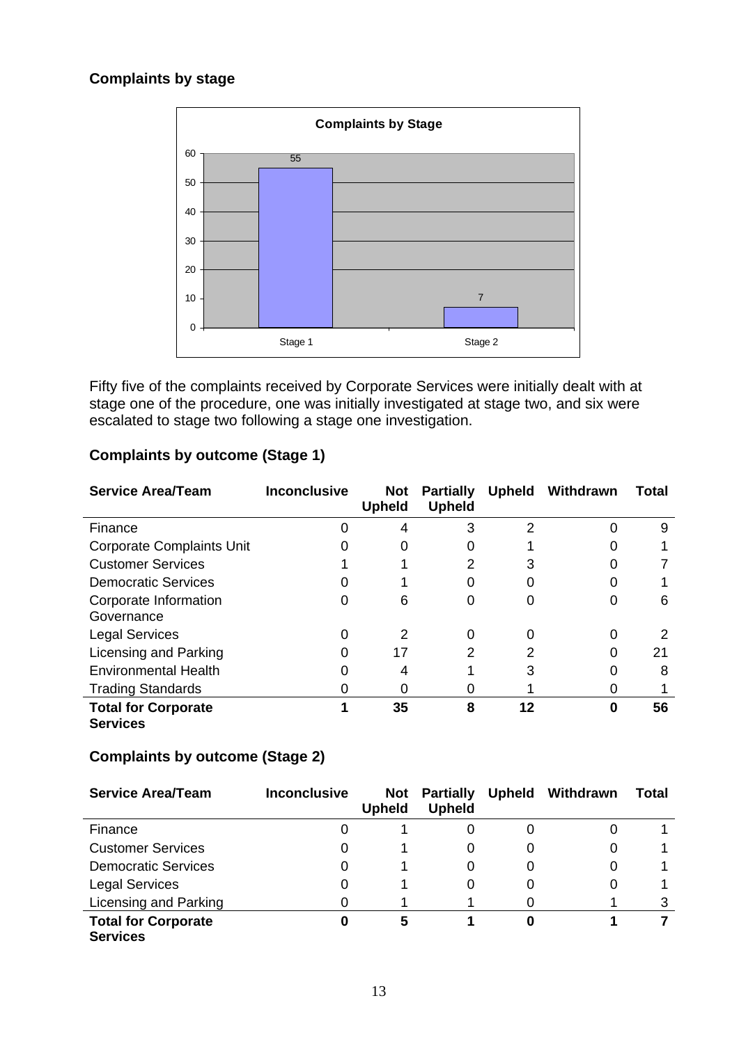## Complaints by stage

Fifty five of the complaints received by Corporate Services were initially dealt with at stage one of the procedure, one was initially investigated at stage two, and six were escalated to stage two following a stage one investigation.

## Complaints by outcome (Stage 1)

| Service Area/Team | Inconclusive | Not Upheld | Partially Upheld | Upheld | Withdrawn | Total |
|---|---|---|---|---|---|---|
| Finance | 0 | 4 | 3 | 2 | 0 | 9 |
| Corporate Complaints Unit | 0 | 0 | 0 | 1 | 0 | 1 |
| Customer Services | 1 | 1 | 2 | 3 | 0 | 7 |
| Democratic Services | 0 | 1 | 0 | 0 | 0 | 1 |
| Corporate Information Governance | 0 | 6 | 0 | 0 | 0 | 6 |
| Legal Services | 0 | 2 | 0 | 0 | 0 | 2 |
| Licensing and Parking | 0 | 17 | 2 | 2 | 0 | 21 |
| Environmental Health | 0 | 4 | 1 | 3 | 0 | 8 |
| Trading Standards | 0 | 0 | 0 | 1 | 0 | 1 |
| **Total for Corporate Services** | **1** | **35** | **8** | **12** | **0** | **56** |

## Complaints by outcome (Stage 2)

| Service Area/Team | Inconclusive | Not Upheld | Partially Upheld | Upheld | Withdrawn | Total |
|---|---|---|---|---|---|---|
| Finance | 0 | 1 | 0 | 0 | 0 | 1 |
| Customer Services | 0 | 1 | 0 | 0 | 0 | 1 |
| Democratic Services | 0 | 1 | 0 | 0 | 0 | 1 |
| Legal Services | 0 | 1 | 0 | 0 | 0 | 1 |
| Licensing and Parking | 0 | 1 | 1 | 0 | 1 | 3 |
| **Total for Corporate Services** | **0** | **5** | **1** | **0** | **1** | **7** |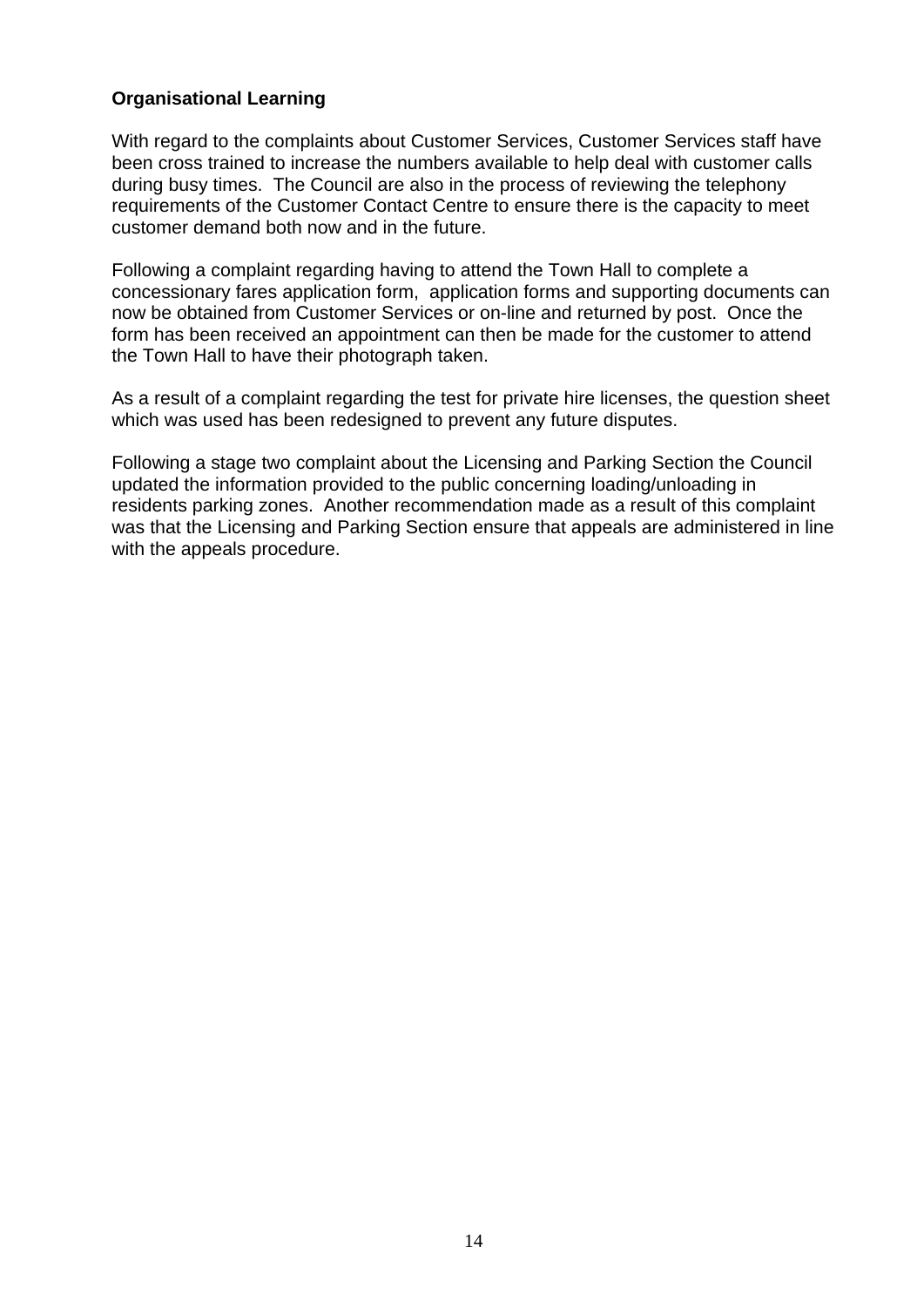**Organisational Learning**

With regard to the complaints about Customer Services, Customer Services staff have been cross trained to increase the numbers available to help deal with customer calls during busy times. The Council are also in the process of reviewing the telephony requirements of the Customer Contact Centre to ensure there is the capacity to meet customer demand both now and in the future.

Following a complaint regarding having to attend the Town Hall to complete a concessionary fares application form, application forms and supporting documents can now be obtained from Customer Services or on-line and returned by post. Once the form has been received an appointment can then be made for the customer to attend the Town Hall to have their photograph taken.

As a result of a complaint regarding the test for private hire licenses, the question sheet which was used has been redesigned to prevent any future disputes.

Following a stage two complaint about the Licensing and Parking Section the Council updated the information provided to the public concerning loading/unloading in residents parking zones. Another recommendation made as a result of this complaint was that the Licensing and Parking Section ensure that appeals are administered in line with the appeals procedure.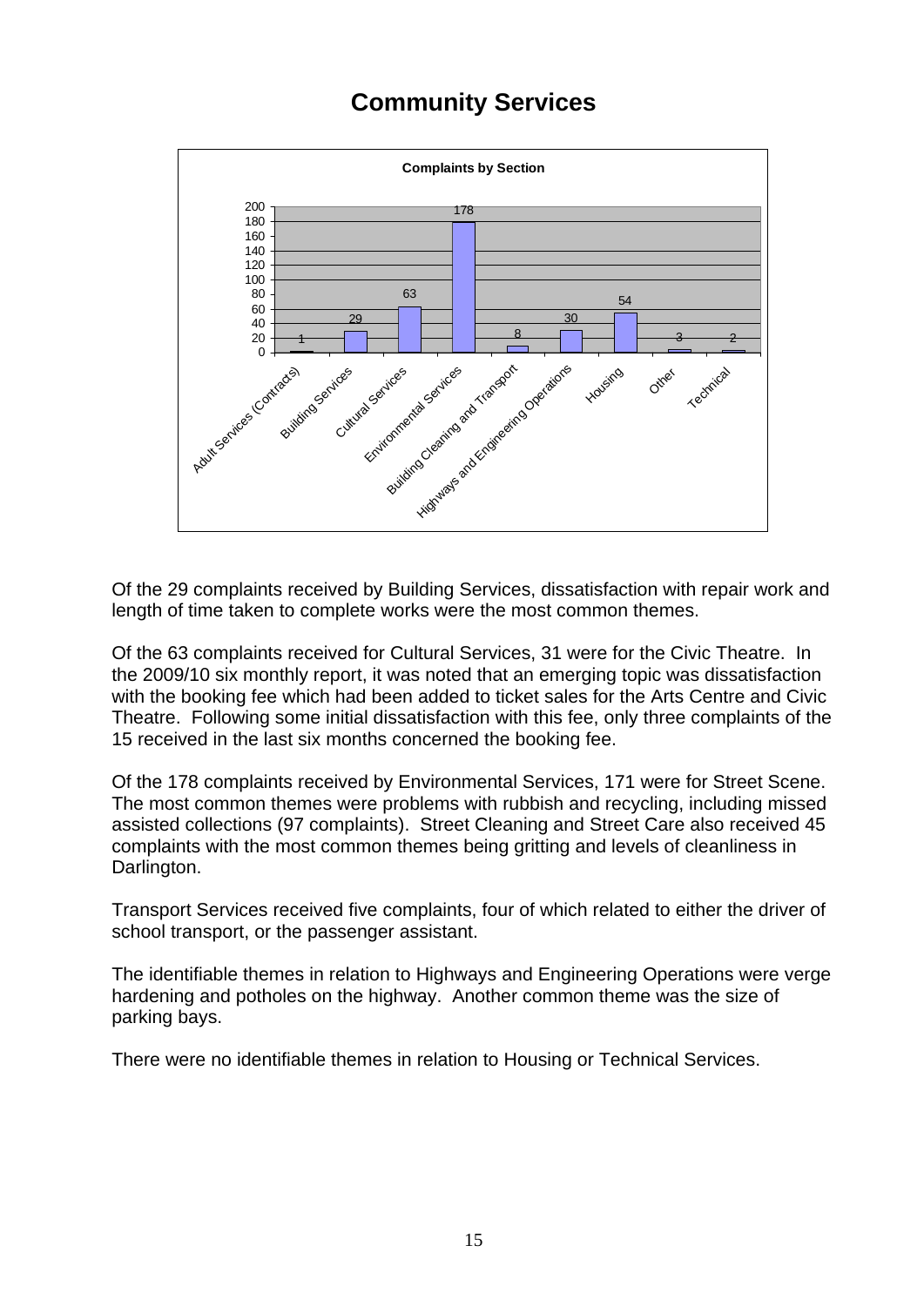# Community Services

**Complaints by Section**

| Section | Complaints |
|---|---|
| Adult Services (Contracts) | 1 |
| Building Services | 29 |
| Cultural Services | 63 |
| Environmental Services | 178 |
| Building Cleaning and Transport | 8 |
| Highways and Engineering Operations | 30 |
| Housing | 54 |
| Other | 3 |
| Technical | 2 |

Of the 29 complaints received by Building Services, dissatisfaction with repair work and length of time taken to complete works were the most common themes.

Of the 63 complaints received for Cultural Services, 31 were for the Civic Theatre. In the 2009/10 six monthly report, it was noted that an emerging topic was dissatisfaction with the booking fee which had been added to ticket sales for the Arts Centre and Civic Theatre. Following some initial dissatisfaction with this fee, only three complaints of the 15 received in the last six months concerned the booking fee.

Of the 178 complaints received by Environmental Services, 171 were for Street Scene. The most common themes were problems with rubbish and recycling, including missed assisted collections (97 complaints). Street Cleaning and Street Care also received 45 complaints with the most common themes being gritting and levels of cleanliness in Darlington.

Transport Services received five complaints, four of which related to either the driver of school transport, or the passenger assistant.

The identifiable themes in relation to Highways and Engineering Operations were verge hardening and potholes on the highway. Another common theme was the size of parking bays.

There were no identifiable themes in relation to Housing or Technical Services.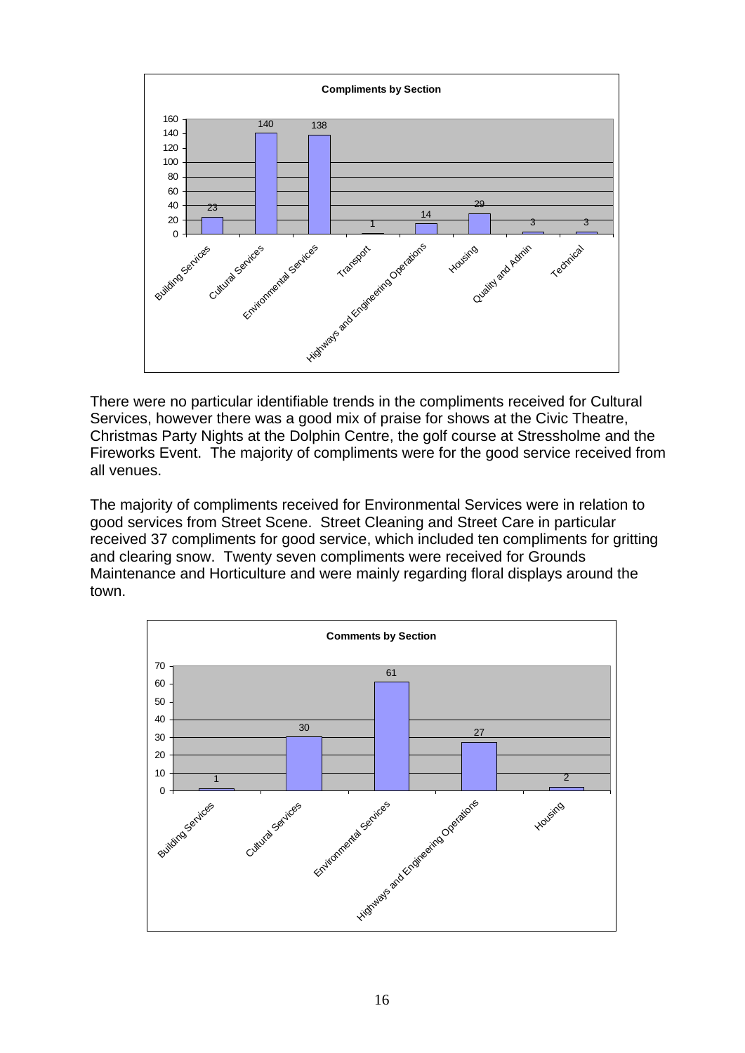**Compliments by Section**

| Section | Compliments |
|---|---|
| Building Services | 23 |
| Cultural Services | 140 |
| Environmental Services | 138 |
| Transport | 1 |
| Highways and Engineering Operations | 14 |
| Housing | 29 |
| Quality and Admin | 3 |
| Technical | 3 |

There were no particular identifiable trends in the compliments received for Cultural Services, however there was a good mix of praise for shows at the Civic Theatre, Christmas Party Nights at the Dolphin Centre, the golf course at Stressholme and the Fireworks Event. The majority of compliments were for the good service received from all venues.

The majority of compliments received for Environmental Services were in relation to good services from Street Scene. Street Cleaning and Street Care in particular received 37 compliments for good service, which included ten compliments for gritting and clearing snow. Twenty seven compliments were received for Grounds Maintenance and Horticulture and were mainly regarding floral displays around the town.

**Comments by Section**

| Section | Comments |
|---|---|
| Building Services | 1 |
| Cultural Services | 30 |
| Environmental Services | 61 |
| Highways and Engineering Operations | 27 |
| Housing | 2 |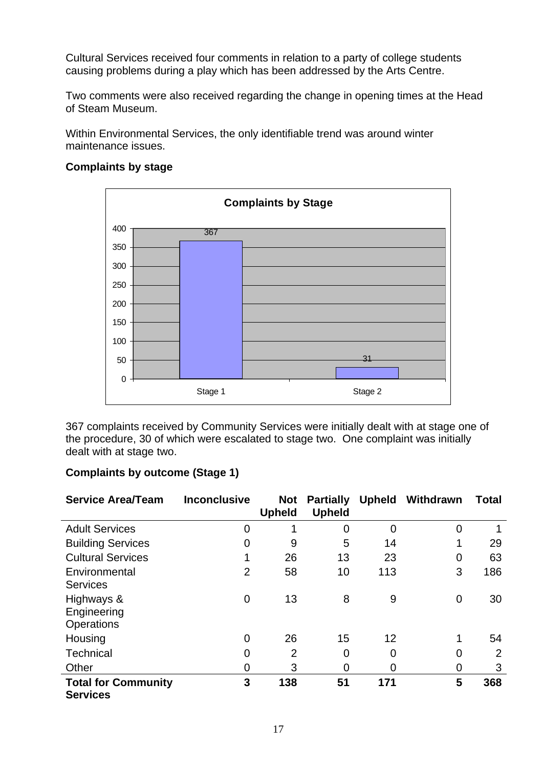Cultural Services received four comments in relation to a party of college students causing problems during a play which has been addressed by the Arts Centre.

Two comments were also received regarding the change in opening times at the Head of Steam Museum.

Within Environmental Services, the only identifiable trend was around winter maintenance issues.

**Complaints by stage**

**Complaints by Stage**

| Stage | Complaints |
|---|---|
| Stage 1 | 367 |
| Stage 2 | 31 |

367 complaints received by Community Services were initially dealt with at stage one of the procedure, 30 of which were escalated to stage two. One complaint was initially dealt with at stage two.

**Complaints by outcome (Stage 1)**

| Service Area/Team | Inconclusive | Not Upheld | Partially Upheld | Upheld | Withdrawn | Total |
|---|---|---|---|---|---|---|
| Adult Services | 0 | 1 | 0 | 0 | 0 | 1 |
| Building Services | 0 | 9 | 5 | 14 | 1 | 29 |
| Cultural Services | 1 | 26 | 13 | 23 | 0 | 63 |
| Environmental Services | 2 | 58 | 10 | 113 | 3 | 186 |
| Highways & Engineering Operations | 0 | 13 | 8 | 9 | 0 | 30 |
| Housing | 0 | 26 | 15 | 12 | 1 | 54 |
| Technical | 0 | 2 | 0 | 0 | 0 | 2 |
| Other | 0 | 3 | 0 | 0 | 0 | 3 |
| **Total for Community Services** | **3** | **138** | **51** | **171** | **5** | **368** |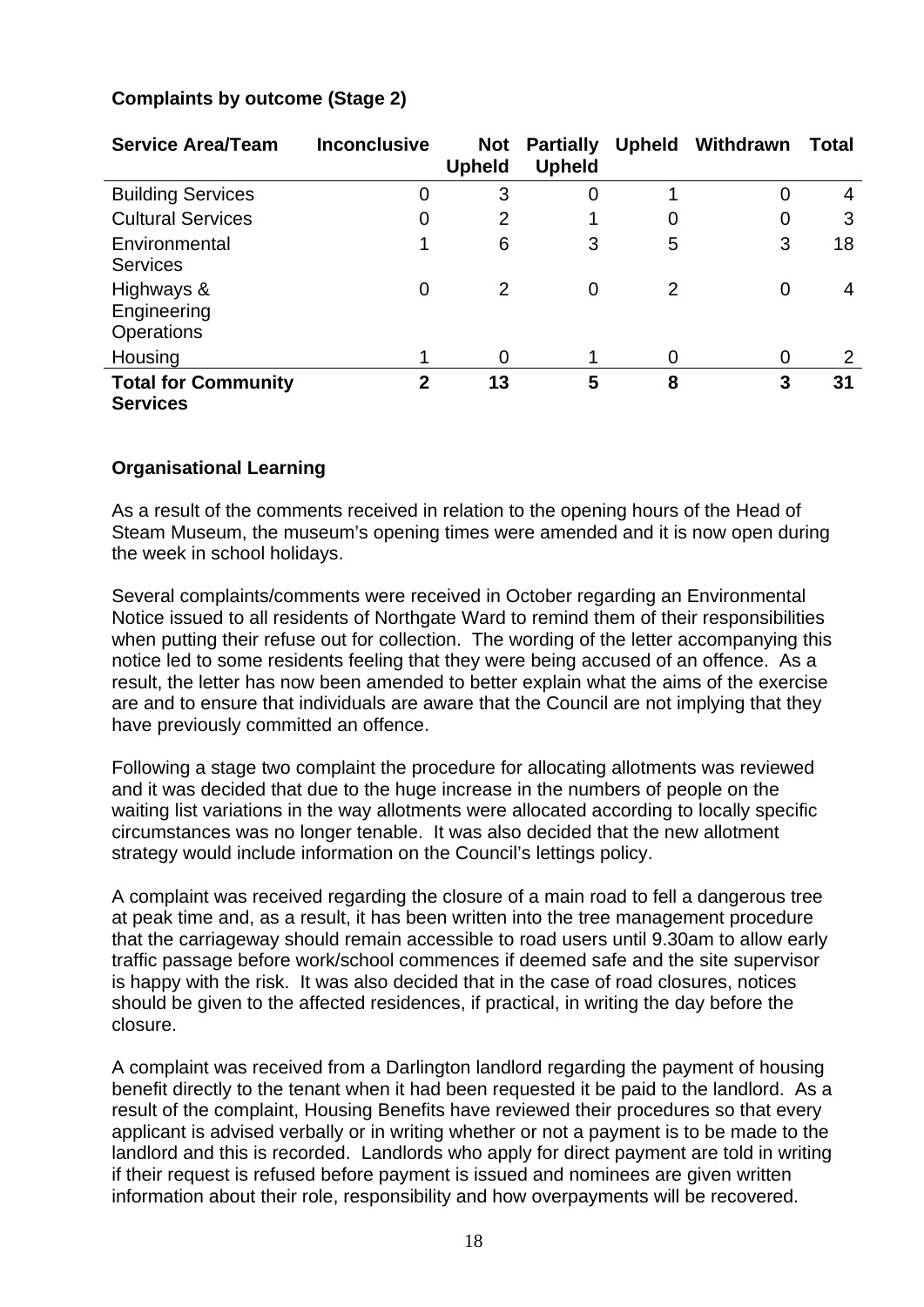**Complaints by outcome (Stage 2)**

| Service Area/Team | Inconclusive | Not Upheld | Partially Upheld | Upheld | Withdrawn | Total |
|---|---|---|---|---|---|---|
| Building Services | 0 | 3 | 0 | 1 | 0 | 4 |
| Cultural Services | 0 | 2 | 1 | 0 | 0 | 3 |
| Environmental Services | 1 | 6 | 3 | 5 | 3 | 18 |
| Highways & Engineering Operations | 0 | 2 | 0 | 2 | 0 | 4 |
| Housing | 1 | 0 | 1 | 0 | 0 | 2 |
| **Total for Community Services** | **2** | **13** | **5** | **8** | **3** | **31** |

**Organisational Learning**

As a result of the comments received in relation to the opening hours of the Head of Steam Museum, the museum's opening times were amended and it is now open during the week in school holidays.

Several complaints/comments were received in October regarding an Environmental Notice issued to all residents of Northgate Ward to remind them of their responsibilities when putting their refuse out for collection. The wording of the letter accompanying this notice led to some residents feeling that they were being accused of an offence. As a result, the letter has now been amended to better explain what the aims of the exercise are and to ensure that individuals are aware that the Council are not implying that they have previously committed an offence.

Following a stage two complaint the procedure for allocating allotments was reviewed and it was decided that due to the huge increase in the numbers of people on the waiting list variations in the way allotments were allocated according to locally specific circumstances was no longer tenable. It was also decided that the new allotment strategy would include information on the Council's lettings policy.

A complaint was received regarding the closure of a main road to fell a dangerous tree at peak time and, as a result, it has been written into the tree management procedure that the carriageway should remain accessible to road users until 9.30am to allow early traffic passage before work/school commences if deemed safe and the site supervisor is happy with the risk. It was also decided that in the case of road closures, notices should be given to the affected residences, if practical, in writing the day before the closure.

A complaint was received from a Darlington landlord regarding the payment of housing benefit directly to the tenant when it had been requested it be paid to the landlord. As a result of the complaint, Housing Benefits have reviewed their procedures so that every applicant is advised verbally or in writing whether or not a payment is to be made to the landlord and this is recorded. Landlords who apply for direct payment are told in writing if their request is refused before payment is issued and nominees are given written information about their role, responsibility and how overpayments will be recovered.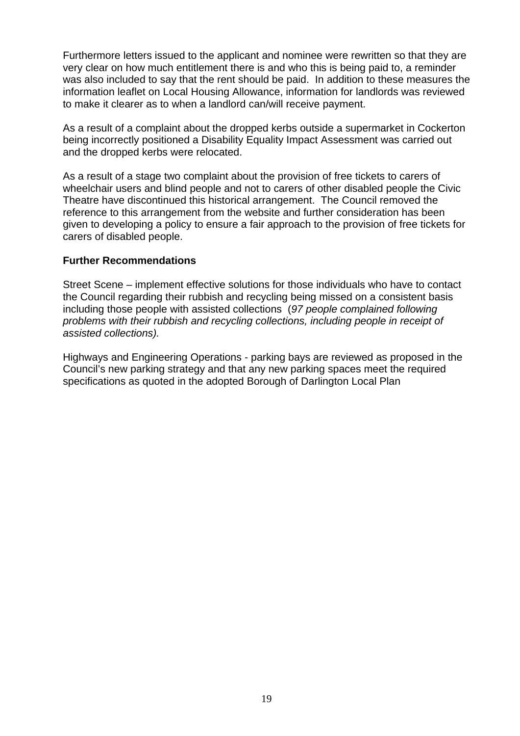Furthermore letters issued to the applicant and nominee were rewritten so that they are very clear on how much entitlement there is and who this is being paid to, a reminder was also included to say that the rent should be paid. In addition to these measures the information leaflet on Local Housing Allowance, information for landlords was reviewed to make it clearer as to when a landlord can/will receive payment.

As a result of a complaint about the dropped kerbs outside a supermarket in Cockerton being incorrectly positioned a Disability Equality Impact Assessment was carried out and the dropped kerbs were relocated.

As a result of a stage two complaint about the provision of free tickets to carers of wheelchair users and blind people and not to carers of other disabled people the Civic Theatre have discontinued this historical arrangement. The Council removed the reference to this arrangement from the website and further consideration has been given to developing a policy to ensure a fair approach to the provision of free tickets for carers of disabled people.

**Further Recommendations**

Street Scene – implement effective solutions for those individuals who have to contact the Council regarding their rubbish and recycling being missed on a consistent basis including those people with assisted collections (*97 people complained following problems with their rubbish and recycling collections, including people in receipt of assisted collections).*

Highways and Engineering Operations - parking bays are reviewed as proposed in the Council's new parking strategy and that any new parking spaces meet the required specifications as quoted in the adopted Borough of Darlington Local Plan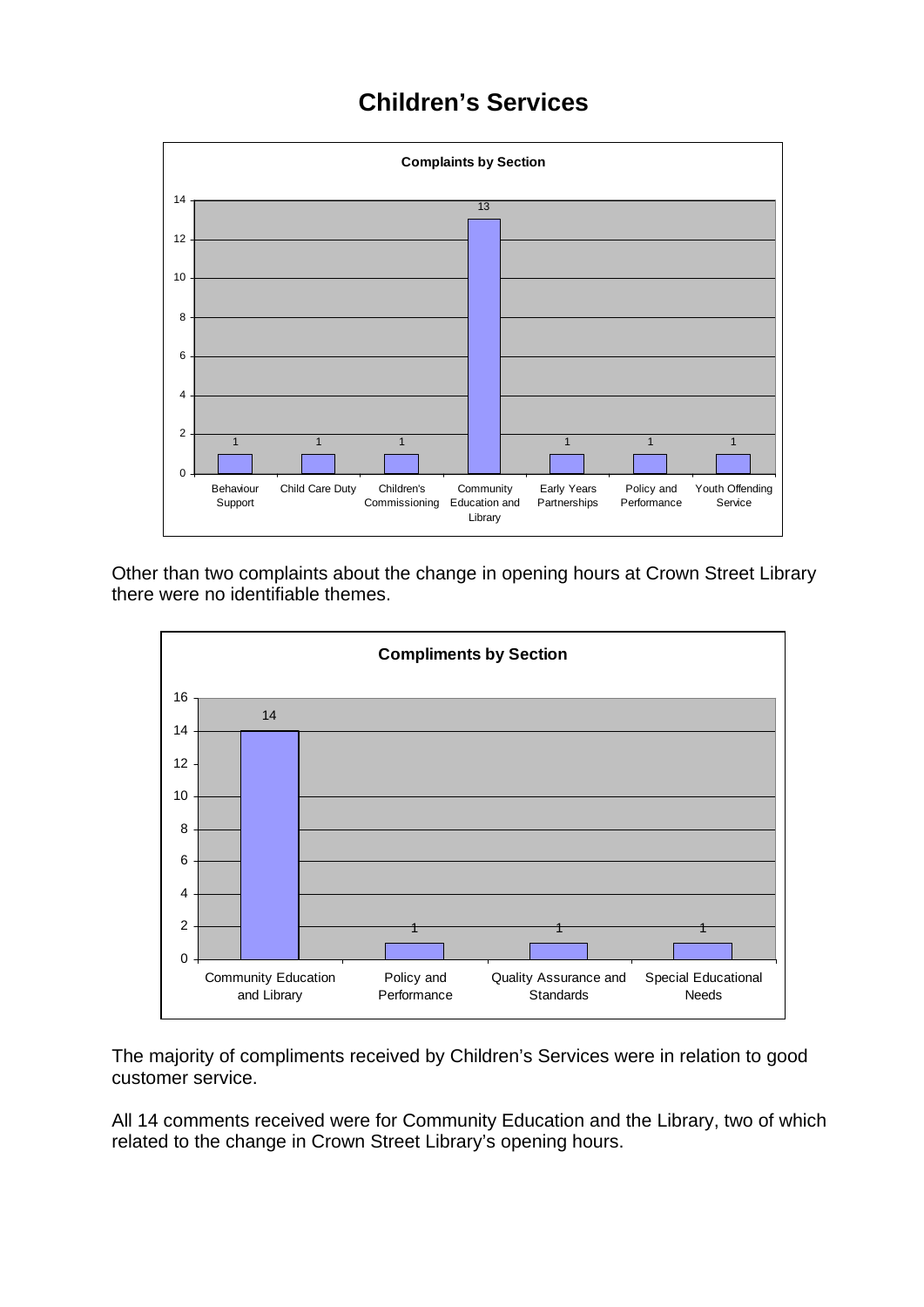# Children's Services

**Complaints by Section**

| Section | Complaints |
| --- | --- |
| Behaviour Support | 1 |
| Child Care Duty | 1 |
| Children's Commissioning | 1 |
| Community Education and Library | 13 |
| Early Years Partnerships | 1 |
| Policy and Performance | 1 |
| Youth Offending Service | 1 |

Other than two complaints about the change in opening hours at Crown Street Library there were no identifiable themes.

**Compliments by Section**

| Section | Compliments |
| --- | --- |
| Community Education and Library | 14 |
| Policy and Performance | 1 |
| Quality Assurance and Standards | 1 |
| Special Educational Needs | 1 |

The majority of compliments received by Children's Services were in relation to good customer service.

All 14 comments received were for Community Education and the Library, two of which related to the change in Crown Street Library's opening hours.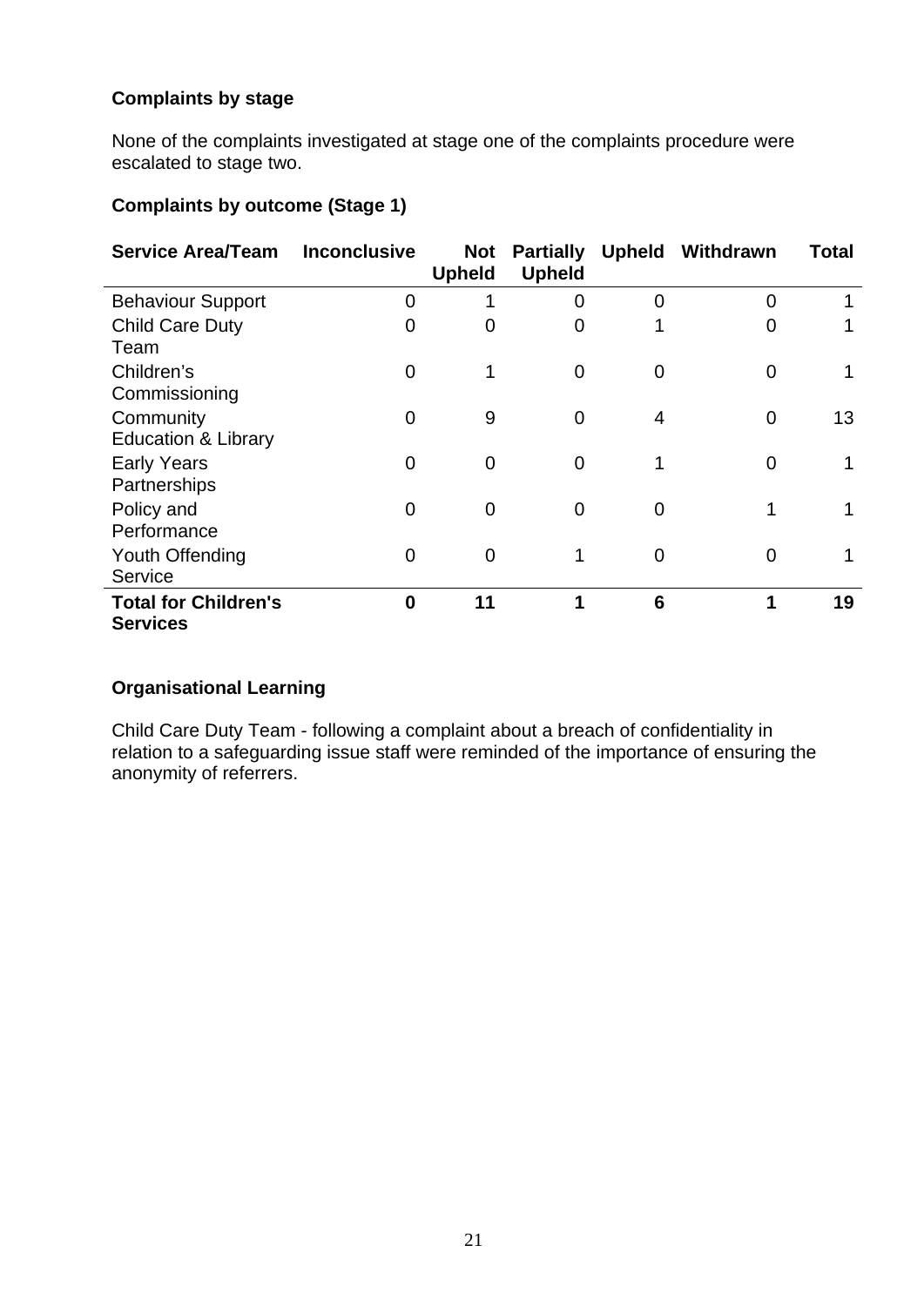**Complaints by stage**

None of the complaints investigated at stage one of the complaints procedure were escalated to stage two.

**Complaints by outcome (Stage 1)**

| Service Area/Team | Inconclusive | Not Upheld | Partially Upheld | Upheld | Withdrawn | Total |
|---|---|---|---|---|---|---|
| Behaviour Support | 0 | 1 | 0 | 0 | 0 | 1 |
| Child Care Duty Team | 0 | 0 | 0 | 1 | 0 | 1 |
| Children's Commissioning | 0 | 1 | 0 | 0 | 0 | 1 |
| Community Education & Library | 0 | 9 | 0 | 4 | 0 | 13 |
| Early Years Partnerships | 0 | 0 | 0 | 1 | 0 | 1 |
| Policy and Performance | 0 | 0 | 0 | 0 | 1 | 1 |
| Youth Offending Service | 0 | 0 | 1 | 0 | 0 | 1 |
| **Total for Children's Services** | **0** | **11** | **1** | **6** | **1** | **19** |

**Organisational Learning**

Child Care Duty Team - following a complaint about a breach of confidentiality in relation to a safeguarding issue staff were reminded of the importance of ensuring the anonymity of referrers.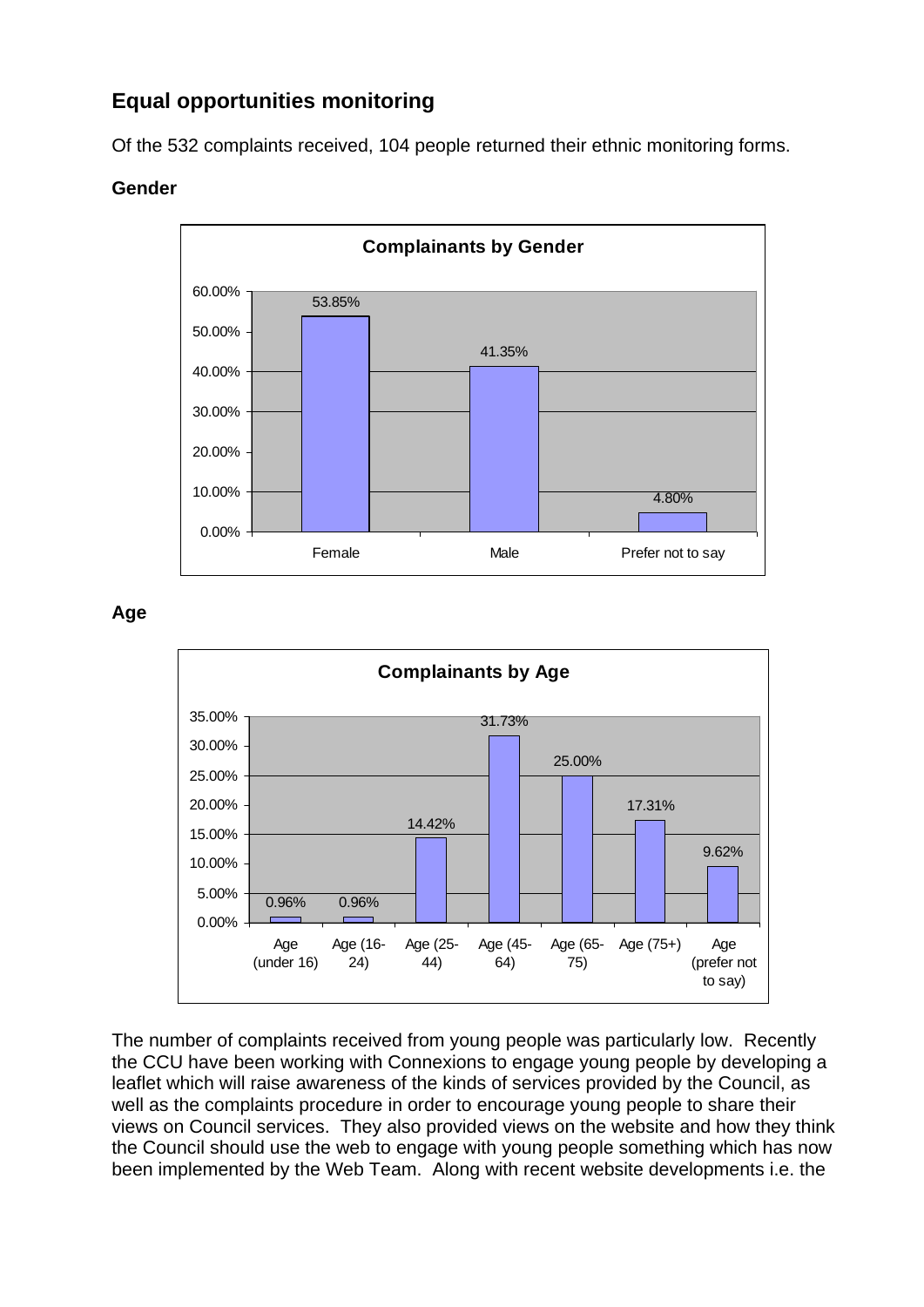## Equal opportunities monitoring

Of the 532 complaints received, 104 people returned their ethnic monitoring forms.

**Gender**

**Complainants by Gender**

| Gender | Percentage |
|---|---|
| Female | 53.85% |
| Male | 41.35% |
| Prefer not to say | 4.80% |

**Age**

**Complainants by Age**

| Age | Percentage |
|---|---|
| Age (under 16) | 0.96% |
| Age (16-24) | 0.96% |
| Age (25-44) | 14.42% |
| Age (45-64) | 31.73% |
| Age (65-75) | 25.00% |
| Age (75+) | 17.31% |
| Age (prefer not to say) | 9.62% |

The number of complaints received from young people was particularly low. Recently the CCU have been working with Connexions to engage young people by developing a leaflet which will raise awareness of the kinds of services provided by the Council, as well as the complaints procedure in order to encourage young people to share their views on Council services. They also provided views on the website and how they think the Council should use the web to engage with young people something which has now been implemented by the Web Team. Along with recent website developments i.e. the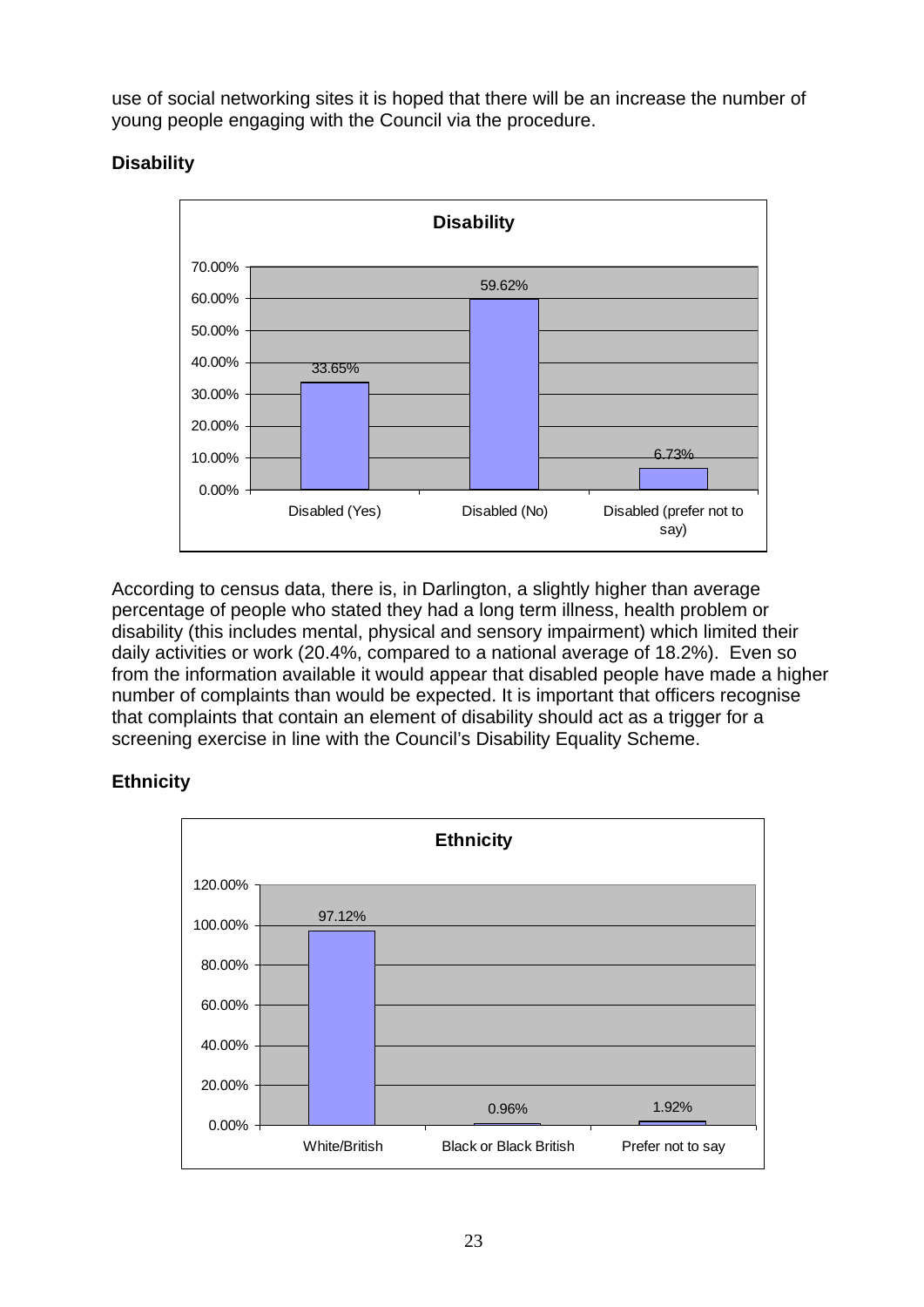use of social networking sites it is hoped that there will be an increase the number of young people engaging with the Council via the procedure.

**Disability**

**Disability**

| Category | Percentage |
|---|---|
| Disabled (Yes) | 33.65% |
| Disabled (No) | 59.62% |
| Disabled (prefer not to say) | 6.73% |

According to census data, there is, in Darlington, a slightly higher than average percentage of people who stated they had a long term illness, health problem or disability (this includes mental, physical and sensory impairment) which limited their daily activities or work (20.4%, compared to a national average of 18.2%). Even so from the information available it would appear that disabled people have made a higher number of complaints than would be expected. It is important that officers recognise that complaints that contain an element of disability should act as a trigger for a screening exercise in line with the Council's Disability Equality Scheme.

**Ethnicity**

**Ethnicity**

| Category | Percentage |
|---|---|
| White/British | 97.12% |
| Black or Black British | 0.96% |
| Prefer not to say | 1.92% |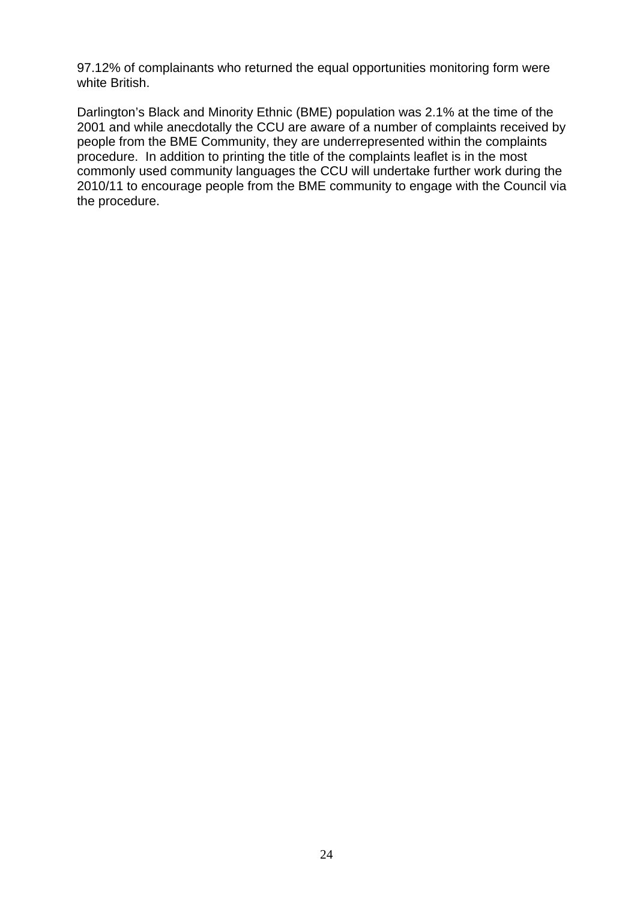97.12% of complainants who returned the equal opportunities monitoring form were white British.

Darlington's Black and Minority Ethnic (BME) population was 2.1% at the time of the 2001 and while anecdotally the CCU are aware of a number of complaints received by people from the BME Community, they are underrepresented within the complaints procedure. In addition to printing the title of the complaints leaflet is in the most commonly used community languages the CCU will undertake further work during the 2010/11 to encourage people from the BME community to engage with the Council via the procedure.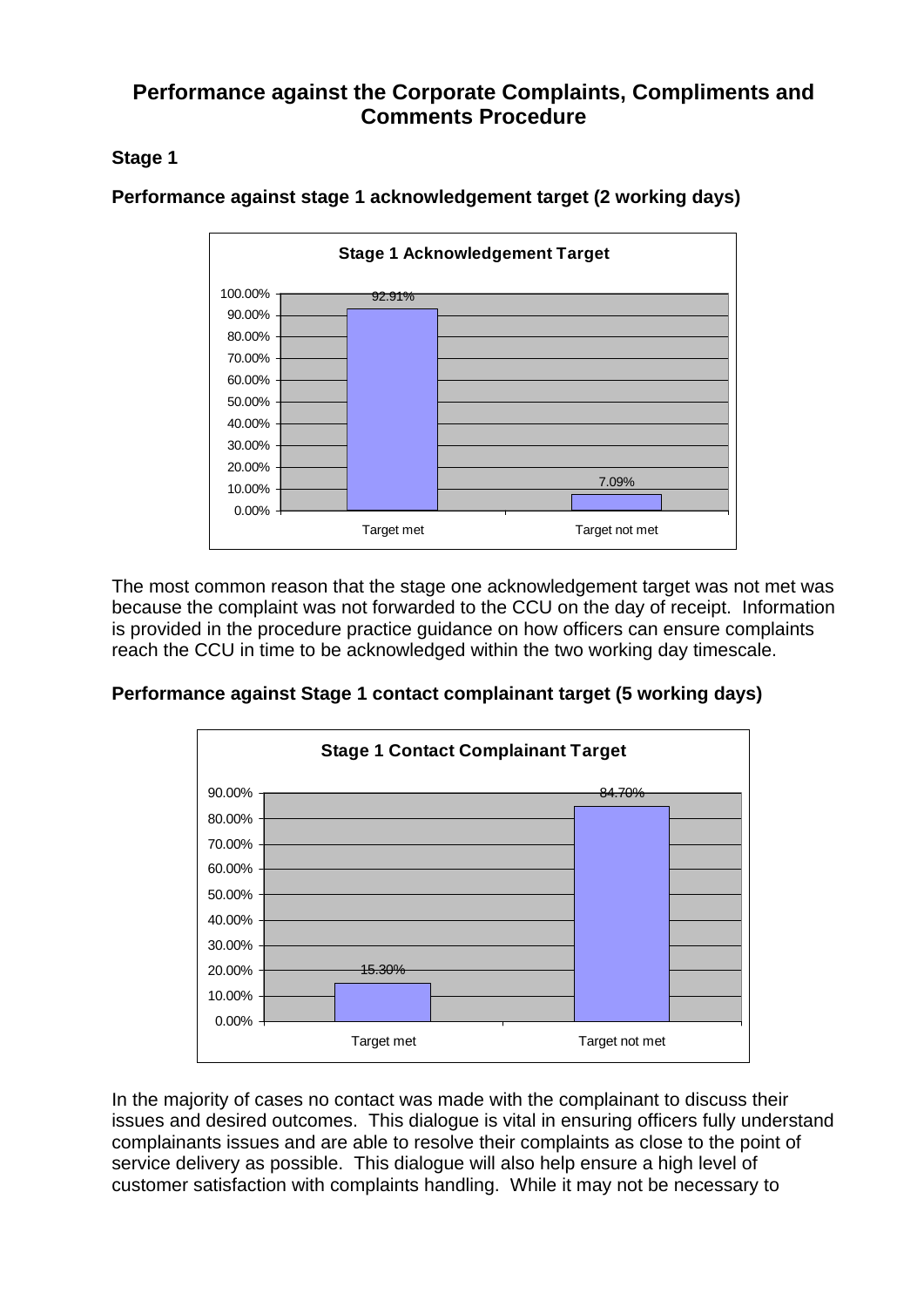# Performance against the Corporate Complaints, Compliments and Comments Procedure

## Stage 1

### Performance against stage 1 acknowledgement target (2 working days)

**Stage 1 Acknowledgement Target**

| | Target met | Target not met |
|---|---|---|
| % | 92.91% | 7.09% |

The most common reason that the stage one acknowledgement target was not met was because the complaint was not forwarded to the CCU on the day of receipt. Information is provided in the procedure practice guidance on how officers can ensure complaints reach the CCU in time to be acknowledged within the two working day timescale.

### Performance against Stage 1 contact complainant target (5 working days)

**Stage 1 Contact Complainant Target**

| | Target met | Target not met |
|---|---|---|
| % | 15.30% | 84.70% |

In the majority of cases no contact was made with the complainant to discuss their issues and desired outcomes. This dialogue is vital in ensuring officers fully understand complainants issues and are able to resolve their complaints as close to the point of service delivery as possible. This dialogue will also help ensure a high level of customer satisfaction with complaints handling. While it may not be necessary to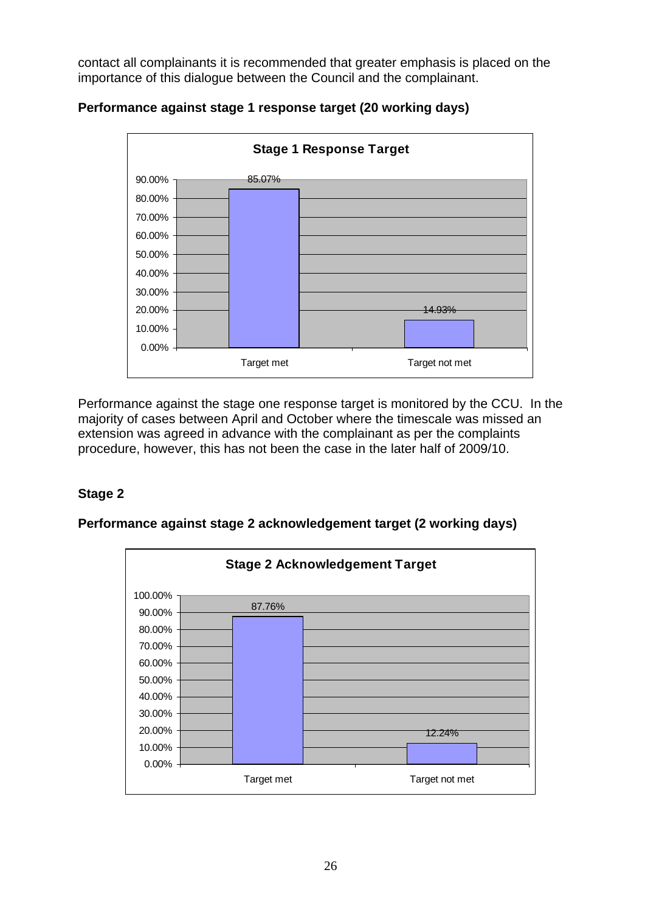contact all complainants it is recommended that greater emphasis is placed on the importance of this dialogue between the Council and the complainant.

**Performance against stage 1 response target (20 working days)**

**Stage 1 Response Target**

| | Percentage |
|---|---|
| Target met | 85.07% |
| Target not met | 14.93% |

Performance against the stage one response target is monitored by the CCU. In the majority of cases between April and October where the timescale was missed an extension was agreed in advance with the complainant as per the complaints procedure, however, this has not been the case in the later half of 2009/10.

## Stage 2

**Performance against stage 2 acknowledgement target (2 working days)**

**Stage 2 Acknowledgement Target**

| | Percentage |
|---|---|
| Target met | 87.76% |
| Target not met | 12.24% |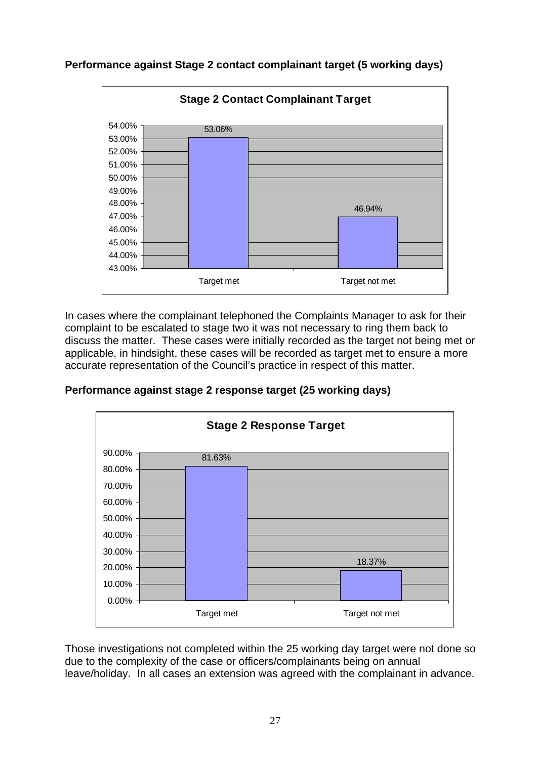**Performance against Stage 2 contact complainant target (5 working days)**

**Stage 2 Contact Complainant Target**

| | Percentage |
|---|---|
| Target met | 53.06% |
| Target not met | 46.94% |

In cases where the complainant telephoned the Complaints Manager to ask for their complaint to be escalated to stage two it was not necessary to ring them back to discuss the matter. These cases were initially recorded as the target not being met or applicable, in hindsight, these cases will be recorded as target met to ensure a more accurate representation of the Council's practice in respect of this matter.

**Performance against stage 2 response target (25 working days)**

**Stage 2 Response Target**

| | Percentage |
|---|---|
| Target met | 81.63% |
| Target not met | 18.37% |

Those investigations not completed within the 25 working day target were not done so due to the complexity of the case or officers/complainants being on annual leave/holiday. In all cases an extension was agreed with the complainant in advance.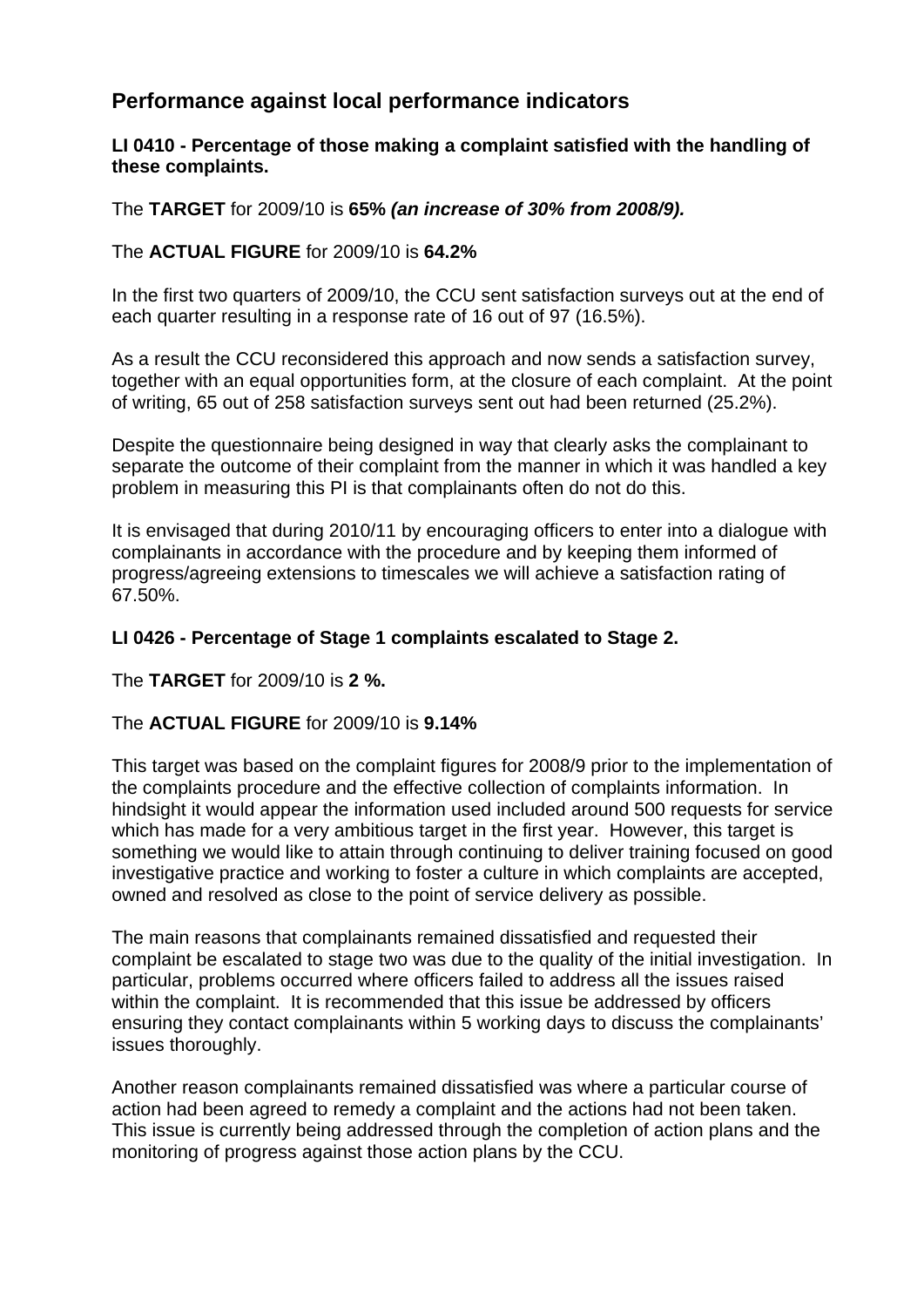## Performance against local performance indicators

**LI 0410 - Percentage of those making a complaint satisfied with the handling of these complaints.**

The **TARGET** for 2009/10 is **65%** ***(an increase of 30% from 2008/9).***

The **ACTUAL FIGURE** for 2009/10 is **64.2%**

In the first two quarters of 2009/10, the CCU sent satisfaction surveys out at the end of each quarter resulting in a response rate of 16 out of 97 (16.5%).

As a result the CCU reconsidered this approach and now sends a satisfaction survey, together with an equal opportunities form, at the closure of each complaint. At the point of writing, 65 out of 258 satisfaction surveys sent out had been returned (25.2%).

Despite the questionnaire being designed in way that clearly asks the complainant to separate the outcome of their complaint from the manner in which it was handled a key problem in measuring this PI is that complainants often do not do this.

It is envisaged that during 2010/11 by encouraging officers to enter into a dialogue with complainants in accordance with the procedure and by keeping them informed of progress/agreeing extensions to timescales we will achieve a satisfaction rating of 67.50%.

**LI 0426 - Percentage of Stage 1 complaints escalated to Stage 2.**

The **TARGET** for 2009/10 is **2 %.**

The **ACTUAL FIGURE** for 2009/10 is **9.14%**

This target was based on the complaint figures for 2008/9 prior to the implementation of the complaints procedure and the effective collection of complaints information. In hindsight it would appear the information used included around 500 requests for service which has made for a very ambitious target in the first year. However, this target is something we would like to attain through continuing to deliver training focused on good investigative practice and working to foster a culture in which complaints are accepted, owned and resolved as close to the point of service delivery as possible.

The main reasons that complainants remained dissatisfied and requested their complaint be escalated to stage two was due to the quality of the initial investigation. In particular, problems occurred where officers failed to address all the issues raised within the complaint. It is recommended that this issue be addressed by officers ensuring they contact complainants within 5 working days to discuss the complainants' issues thoroughly.

Another reason complainants remained dissatisfied was where a particular course of action had been agreed to remedy a complaint and the actions had not been taken. This issue is currently being addressed through the completion of action plans and the monitoring of progress against those action plans by the CCU.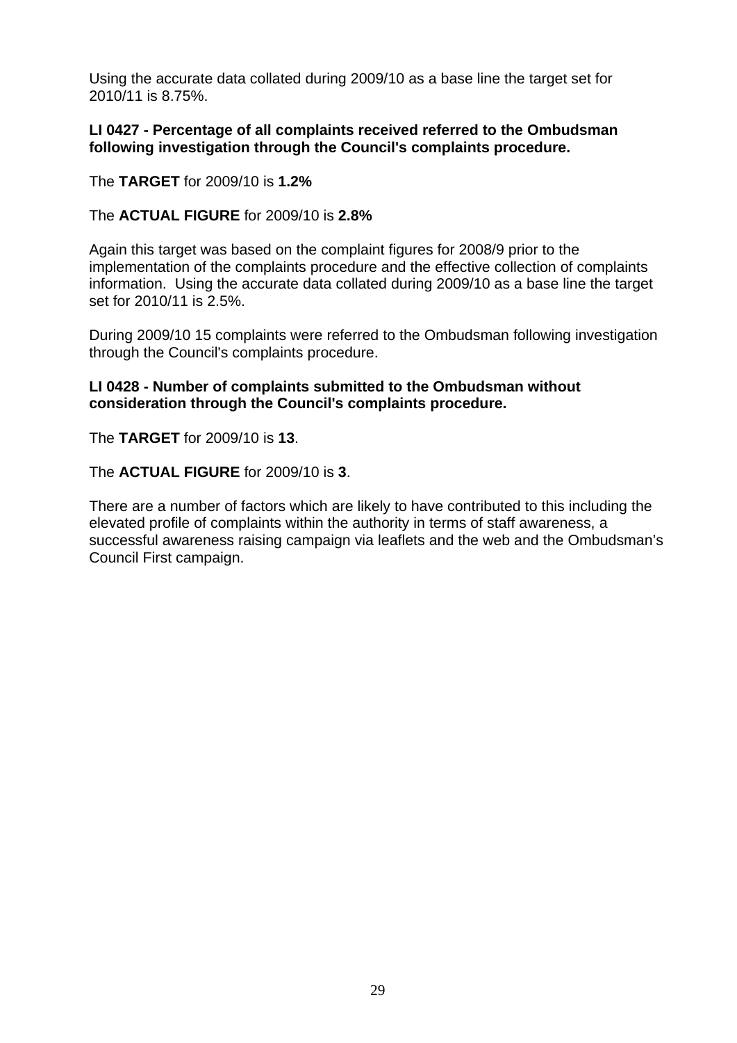Using the accurate data collated during 2009/10 as a base line the target set for 2010/11 is 8.75%.

**LI 0427 - Percentage of all complaints received referred to the Ombudsman following investigation through the Council's complaints procedure.**

The **TARGET** for 2009/10 is **1.2%**

The **ACTUAL FIGURE** for 2009/10 is **2.8%**

Again this target was based on the complaint figures for 2008/9 prior to the implementation of the complaints procedure and the effective collection of complaints information. Using the accurate data collated during 2009/10 as a base line the target set for 2010/11 is 2.5%.

During 2009/10 15 complaints were referred to the Ombudsman following investigation through the Council's complaints procedure.

**LI 0428 - Number of complaints submitted to the Ombudsman without consideration through the Council's complaints procedure.**

The **TARGET** for 2009/10 is **13**.

The **ACTUAL FIGURE** for 2009/10 is **3**.

There are a number of factors which are likely to have contributed to this including the elevated profile of complaints within the authority in terms of staff awareness, a successful awareness raising campaign via leaflets and the web and the Ombudsman's Council First campaign.